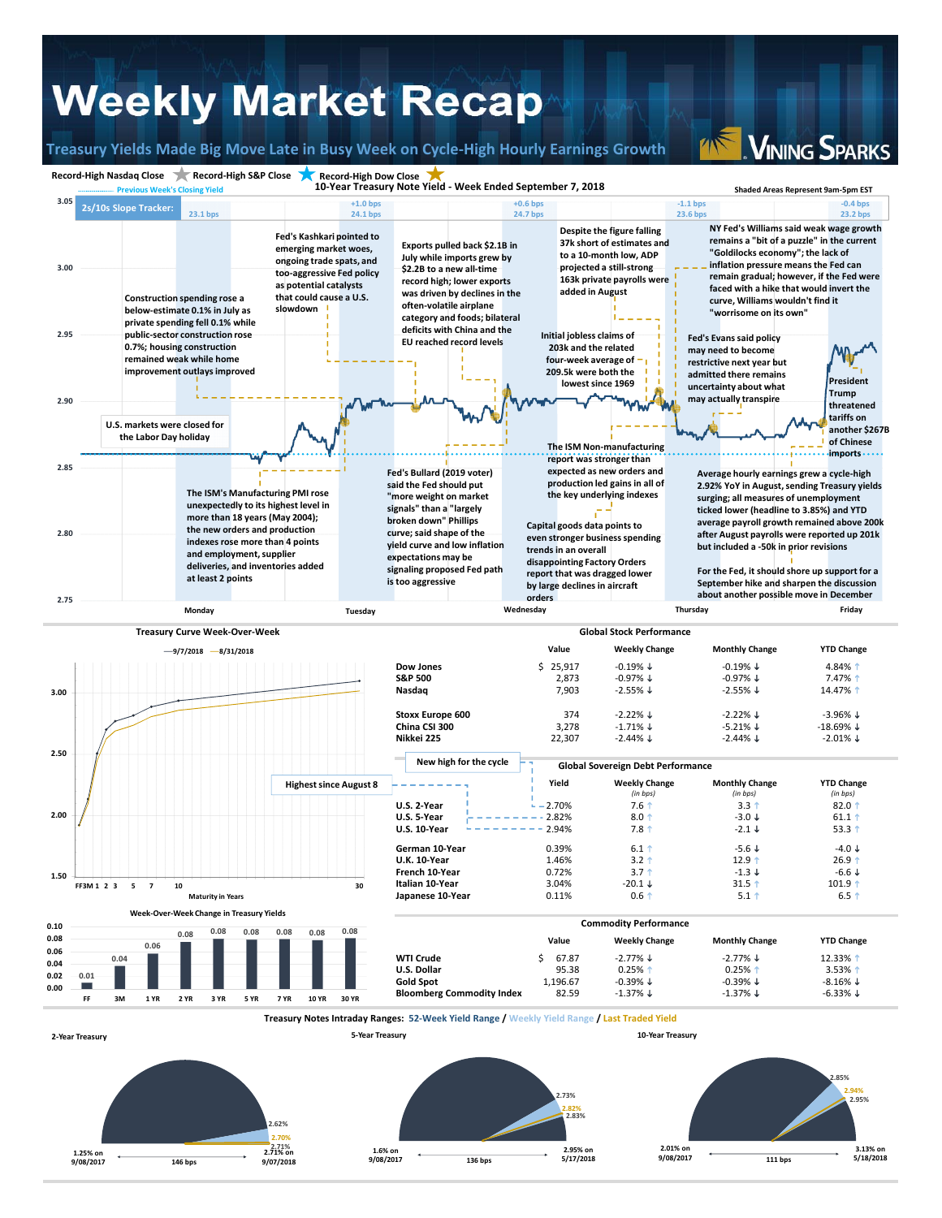# Weekly Market Recap

## Treasury Yields Made Big Move Late in Busy Week on Cycle-High Hourly Earnings Growth

Vining Sparks

Record-High Nasdaq Close | Record-High S&P Close | Record-High Dow Close

Previous Week's Closing Yield

### 10-Year Treasury Note Yield - Week Ended September 7, 2018

Shaded Areas Represent 9am-5pm EST

2s/10s Slope Tracker: 23.1 bps | +1.0 bps 24.1 bps | +0.6 bps 24.7 bps | -1.1 bps 23.6 bps | -0.4 bps 23.2 bps

**Monday**

U.S. markets were closed for the Labor Day holiday

**Tuesday**

Construction spending rose a below-estimate 0.1% in July as private spending fell 0.1% while public-sector construction rose 0.7%; housing construction remained weak while home improvement outlays improved

The ISM's Manufacturing PMI rose unexpectedly to its highest level in more than 18 years (May 2004); the new orders and production indexes rose more than 4 points and employment, supplier deliveries, and inventories added at least 2 points

Fed's Kashkari pointed to emerging market woes, ongoing trade spats, and too-aggressive Fed policy as potential catalysts that could cause a U.S. slowdown

**Wednesday**

Exports pulled back $2.1B in July while imports grew by $2.2B to a new all-time record high; lower exports was driven by declines in the often-volatile airplane category and foods; bilateral deficits with China and the EU reached record levels

Fed's Bullard (2019 voter) said the Fed should put "more weight on market signals" than a "largely broken down" Phillips curve; said shape of the yield curve and low inflation expectations may be signaling proposed Fed path is too aggressive

**Thursday**

Despite the figure falling 37k short of estimates and to a 10-month low, ADP projected a still-strong 163k private payrolls were added in August

Initial jobless claims of 203k and the related four-week average of 209.5k were both the lowest since 1969

The ISM Non-manufacturing report was stronger than expected as new orders and production led gains in all of the key underlying indexes

Capital goods data points to even stronger business spending trends in an overall disappointing Factory Orders report that was dragged lower by large declines in aircraft orders

**Friday**

NY Fed's Williams said weak wage growth remains a "bit of a puzzle" in the current "Goldilocks economy"; the lack of inflation pressure means the Fed can remain gradual; however, if the Fed were faced with a hike that would invert the curve, Williams wouldn't find it "worrisome on its own"

Fed's Evans said policy may need to become restrictive next year but admitted there remains uncertainty about what may actually transpire

President Trump threatened tariffs on another $267B of Chinese imports

Average hourly earnings grew a cycle-high 2.92% YoY in August, sending Treasury yields surging; all measures of unemployment ticked lower (headline to 3.85%) and YTD average payroll growth remained above 200k after August payrolls were reported up 201k but included a -50k in prior revisions

For the Fed, it should shore up support for a September hike and sharpen the discussion about another possible move in December

### Treasury Curve Week-Over-Week

9/7/2018 — 8/31/2018

Maturity in Years

Highest since August 8 | New high for the cycle

### Week-Over-Week Change in Treasury Yields

| FF | 3M | 1 YR | 2 YR | 3 YR | 5 YR | 7 YR | 10 YR | 30 YR |
|---|---|---|---|---|---|---|---|---|
| 0.01 | 0.04 | 0.06 | 0.08 | 0.08 | 0.08 | 0.08 | 0.08 | 0.08 |

### Global Stock Performance

| | Value | Weekly Change | Monthly Change | YTD Change |
|---|---|---|---|---|
| Dow Jones | $ 25,917 | -0.19% ↓ | -0.19% ↓ | 4.84% ↑ |
| S&P 500 | 2,873 | -0.97% ↓ | -0.97% ↓ | 7.47% ↑ |
| Nasdaq | 7,903 | -2.55% ↓ | -2.55% ↓ | 14.47% ↑ |
| Stoxx Europe 600 | 374 | -2.22% ↓ | -2.22% ↓ | -3.96% ↓ |
| China CSI 300 | 3,278 | -1.71% ↓ | -5.21% ↓ | -18.69% ↓ |
| Nikkei 225 | 22,307 | -2.44% ↓ | -2.44% ↓ | -2.01% ↓ |

### Global Sovereign Debt Performance

| | Yield | Weekly Change (in bps) | Monthly Change (in bps) | YTD Change (in bps) |
|---|---|---|---|---|
| U.S. 2-Year | 2.70% | 7.6 ↑ | 3.3 ↑ | 82.0 ↑ |
| U.S. 5-Year | 2.82% | 8.0 ↑ | -3.0 ↓ | 61.1 ↑ |
| U.S. 10-Year | 2.94% | 7.8 ↑ | -2.1 ↓ | 53.3 ↑ |
| German 10-Year | 0.39% | 6.1 ↑ | -5.6 ↓ | -4.0 ↓ |
| U.K. 10-Year | 1.46% | 3.2 ↑ | 12.9 ↑ | 26.9 ↑ |
| French 10-Year | 0.72% | 3.7 ↑ | -1.3 ↓ | -6.6 ↓ |
| Italian 10-Year | 3.04% | -20.1 ↓ | 31.5 ↑ | 101.9 ↑ |
| Japanese 10-Year | 0.11% | 0.6 ↑ | 5.1 ↑ | 6.5 ↑ |

### Commodity Performance

| | Value | Weekly Change | Monthly Change | YTD Change |
|---|---|---|---|---|
| WTI Crude | $ 67.87 | -2.77% ↓ | -2.77% ↓ | 12.33% ↑ |
| U.S. Dollar | 95.38 | 0.25% ↑ | 0.25% ↑ | 3.53% ↑ |
| Gold Spot | 1,196.67 | -0.39% ↓ | -0.39% ↓ | -8.16% ↓ |
| Bloomberg Commodity Index | 82.59 | -1.37% ↓ | -1.37% ↓ | -6.33% ↓ |

### Treasury Notes Intraday Ranges: 52-Week Yield Range / Weekly Yield Range / Last Traded Yield

**2-Year Treasury:** 1.25% on 9/08/2017 – 2.71% on 9/07/2018 (146 bps); weekly range 2.62% – 2.71%; last 2.70%

**5-Year Treasury:** 1.6% on 9/08/2017 – 2.95% on 5/17/2018 (136 bps); weekly range 2.73% – 2.83%; last 2.82%

**10-Year Treasury:** 2.01% on 9/08/2017 – 3.13% on 5/18/2018 (111 bps); weekly range 2.85% – 2.95%; last 2.94%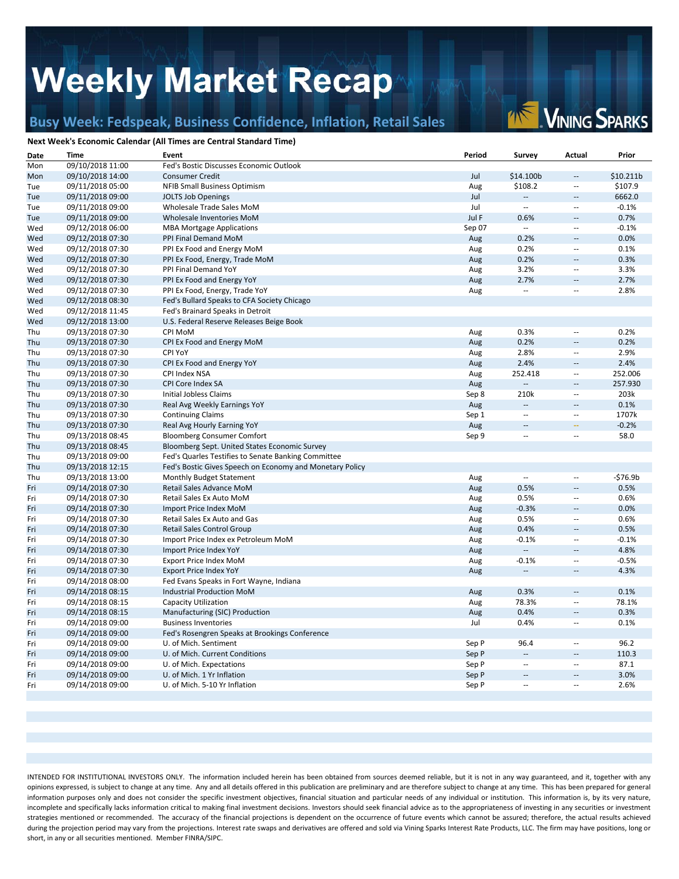# Weekly Market Recap

## Busy Week: Fedspeak, Business Confidence, Inflation, Retail Sales

VINING SPARKS

**Next Week's Economic Calendar (All Times are Central Standard Time)**

| Date | Time | Event | Period | Survey | Actual | Prior |
|---|---|---|---|---|---|---|
| Mon | 09/10/2018 11:00 | Fed's Bostic Discusses Economic Outlook | | | | |
| Mon | 09/10/2018 14:00 | Consumer Credit | Jul | $14.100b | -- | $10.211b |
| Tue | 09/11/2018 05:00 | NFIB Small Business Optimism | Aug | $108.2 | -- | $107.9 |
| Tue | 09/11/2018 09:00 | JOLTS Job Openings | Jul | -- | -- | 6662.0 |
| Tue | 09/11/2018 09:00 | Wholesale Trade Sales MoM | Jul | -- | -- | -0.1% |
| Tue | 09/11/2018 09:00 | Wholesale Inventories MoM | Jul F | 0.6% | -- | 0.7% |
| Wed | 09/12/2018 06:00 | MBA Mortgage Applications | Sep 07 | -- | -- | -0.1% |
| Wed | 09/12/2018 07:30 | PPI Final Demand MoM | Aug | 0.2% | -- | 0.0% |
| Wed | 09/12/2018 07:30 | PPI Ex Food and Energy MoM | Aug | 0.2% | -- | 0.1% |
| Wed | 09/12/2018 07:30 | PPI Ex Food, Energy, Trade MoM | Aug | 0.2% | -- | 0.3% |
| Wed | 09/12/2018 07:30 | PPI Final Demand YoY | Aug | 3.2% | -- | 3.3% |
| Wed | 09/12/2018 07:30 | PPI Ex Food and Energy YoY | Aug | 2.7% | -- | 2.7% |
| Wed | 09/12/2018 07:30 | PPI Ex Food, Energy, Trade YoY | Aug | -- | -- | 2.8% |
| Wed | 09/12/2018 08:30 | Fed's Bullard Speaks to CFA Society Chicago | | | | |
| Wed | 09/12/2018 11:45 | Fed's Brainard Speaks in Detroit | | | | |
| Wed | 09/12/2018 13:00 | U.S. Federal Reserve Releases Beige Book | | | | |
| Thu | 09/13/2018 07:30 | CPI MoM | Aug | 0.3% | -- | 0.2% |
| Thu | 09/13/2018 07:30 | CPI Ex Food and Energy MoM | Aug | 0.2% | -- | 0.2% |
| Thu | 09/13/2018 07:30 | CPI YoY | Aug | 2.8% | -- | 2.9% |
| Thu | 09/13/2018 07:30 | CPI Ex Food and Energy YoY | Aug | 2.4% | -- | 2.4% |
| Thu | 09/13/2018 07:30 | CPI Index NSA | Aug | 252.418 | -- | 252.006 |
| Thu | 09/13/2018 07:30 | CPI Core Index SA | Aug | -- | -- | 257.930 |
| Thu | 09/13/2018 07:30 | Initial Jobless Claims | Sep 8 | 210k | -- | 203k |
| Thu | 09/13/2018 07:30 | Real Avg Weekly Earnings YoY | Aug | -- | -- | 0.1% |
| Thu | 09/13/2018 07:30 | Continuing Claims | Sep 1 | -- | -- | 1707k |
| Thu | 09/13/2018 07:30 | Real Avg Hourly Earning YoY | Aug | -- | -- | -0.2% |
| Thu | 09/13/2018 08:45 | Bloomberg Consumer Comfort | Sep 9 | -- | -- | 58.0 |
| Thu | 09/13/2018 08:45 | Bloomberg Sept. United States Economic Survey | | | | |
| Thu | 09/13/2018 09:00 | Fed's Quarles Testifies to Senate Banking Committee | | | | |
| Thu | 09/13/2018 12:15 | Fed's Bostic Gives Speech on Economy and Monetary Policy | | | | |
| Thu | 09/13/2018 13:00 | Monthly Budget Statement | Aug | -- | -- | -$76.9b |
| Fri | 09/14/2018 07:30 | Retail Sales Advance MoM | Aug | 0.5% | -- | 0.5% |
| Fri | 09/14/2018 07:30 | Retail Sales Ex Auto MoM | Aug | 0.5% | -- | 0.6% |
| Fri | 09/14/2018 07:30 | Import Price Index MoM | Aug | -0.3% | -- | 0.0% |
| Fri | 09/14/2018 07:30 | Retail Sales Ex Auto and Gas | Aug | 0.5% | -- | 0.6% |
| Fri | 09/14/2018 07:30 | Retail Sales Control Group | Aug | 0.4% | -- | 0.5% |
| Fri | 09/14/2018 07:30 | Import Price Index ex Petroleum MoM | Aug | -0.1% | -- | -0.1% |
| Fri | 09/14/2018 07:30 | Import Price Index YoY | Aug | -- | -- | 4.8% |
| Fri | 09/14/2018 07:30 | Export Price Index MoM | Aug | -0.1% | -- | -0.5% |
| Fri | 09/14/2018 07:30 | Export Price Index YoY | Aug | -- | -- | 4.3% |
| Fri | 09/14/2018 08:00 | Fed Evans Speaks in Fort Wayne, Indiana | | | | |
| Fri | 09/14/2018 08:15 | Industrial Production MoM | Aug | 0.3% | -- | 0.1% |
| Fri | 09/14/2018 08:15 | Capacity Utilization | Aug | 78.3% | -- | 78.1% |
| Fri | 09/14/2018 08:15 | Manufacturing (SIC) Production | Aug | 0.4% | -- | 0.3% |
| Fri | 09/14/2018 09:00 | Business Inventories | Jul | 0.4% | -- | 0.1% |
| Fri | 09/14/2018 09:00 | Fed's Rosengren Speaks at Brookings Conference | | | | |
| Fri | 09/14/2018 09:00 | U. of Mich. Sentiment | Sep P | 96.4 | -- | 96.2 |
| Fri | 09/14/2018 09:00 | U. of Mich. Current Conditions | Sep P | -- | -- | 110.3 |
| Fri | 09/14/2018 09:00 | U. of Mich. Expectations | Sep P | -- | -- | 87.1 |
| Fri | 09/14/2018 09:00 | U. of Mich. 1 Yr Inflation | Sep P | -- | -- | 3.0% |
| Fri | 09/14/2018 09:00 | U. of Mich. 5-10 Yr Inflation | Sep P | -- | -- | 2.6% |

INTENDED FOR INSTITUTIONAL INVESTORS ONLY. The information included herein has been obtained from sources deemed reliable, but it is not in any way guaranteed, and it, together with any opinions expressed, is subject to change at any time. Any and all details offered in this publication are preliminary and are therefore subject to change at any time. This has been prepared for general information purposes only and does not consider the specific investment objectives, financial situation and particular needs of any individual or institution. This information is, by its very nature, incomplete and specifically lacks information critical to making final investment decisions. Investors should seek financial advice as to the appropriateness of investing in any securities or investment strategies mentioned or recommended. The accuracy of the financial projections is dependent on the occurrence of future events which cannot be assured; therefore, the actual results achieved during the projection period may vary from the projections. Interest rate swaps and derivatives are offered and sold via Vining Sparks Interest Rate Products, LLC. The firm may have positions, long or short, in any or all securities mentioned. Member FINRA/SIPC.